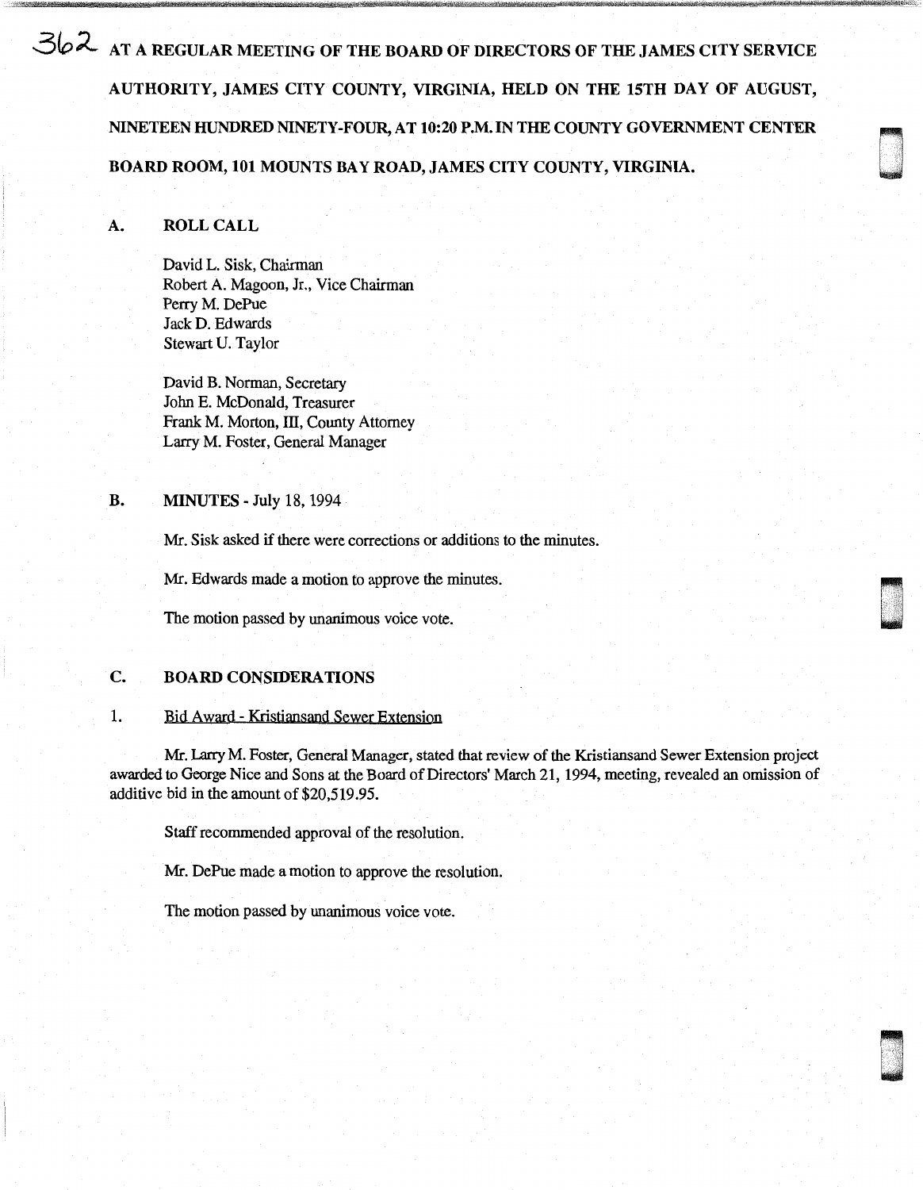AT A REGULAR MEETING OF THE BOARD OF DIRECTORS OF THE JAMES CITY SERVICE AUTHORITY, JAMES CITY COUNTY, VIRGINIA, HELD ON THE 15TH DAY OF AUGUST, NINETEEN HUNDRED NINETY-FOUR, AT 10:20 P.M. IN THE COUNTY GOVERNMENT CENTER BOARD ROOM, 101 MOUNTS BAY ROAD, JAMES CITY COUNTY, VIRGINIA.

## A. ROLL CALL

David L. Sisk, Chairman
Robert A. Magoon, Jr., Vice Chairman
Perry M. DePue
Jack D. Edwards
Stewart U. Taylor

David B. Norman, Secretary
John E. McDonald, Treasurer
Frank M. Morton, III, County Attorney
Larry M. Foster, General Manager

## B. MINUTES - July 18, 1994

Mr. Sisk asked if there were corrections or additions to the minutes.

Mr. Edwards made a motion to approve the minutes.

The motion passed by unanimous voice vote.

## C. BOARD CONSIDERATIONS

### 1. Bid Award - Kristiansand Sewer Extension

Mr. Larry M. Foster, General Manager, stated that review of the Kristiansand Sewer Extension project awarded to George Nice and Sons at the Board of Directors' March 21, 1994, meeting, revealed an omission of additive bid in the amount of $20,519.95.

Staff recommended approval of the resolution.

Mr. DePue made a motion to approve the resolution.

The motion passed by unanimous voice vote.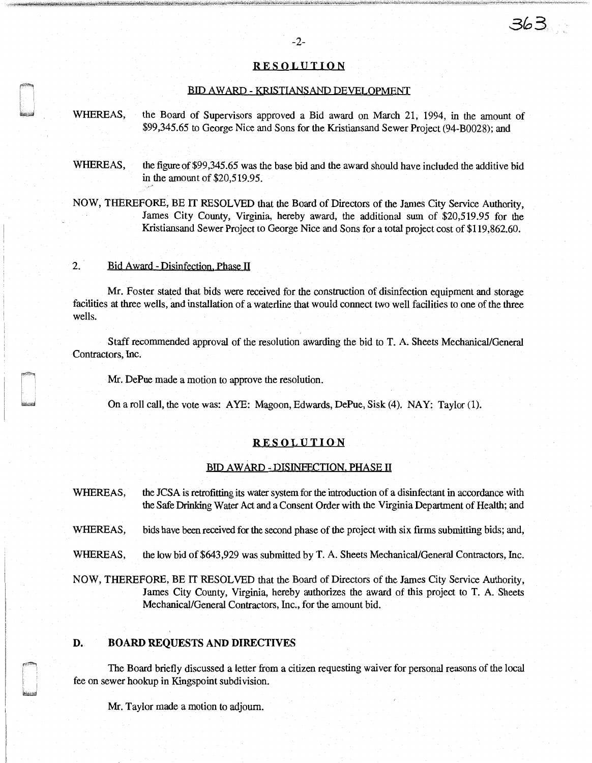## RESOLUTION

### BID AWARD - KRISTIANSAND DEVELOPMENT

WHEREAS, the Board of Supervisors approved a Bid award on March 21, 1994, in the amount of $99,345.65 to George Nice and Sons for the Kristiansand Sewer Project (94-B0028); and

WHEREAS, the figure of $99,345.65 was the base bid and the award should have included the additive bid in the amount of $20,519.95.

NOW, THEREFORE, BE IT RESOLVED that the Board of Directors of the James City Service Authority, James City County, Virginia, hereby award, the additional sum of $20,519.95 for the Kristiansand Sewer Project to George Nice and Sons for a total project cost of $119,862.60.

2. Bid Award - Disinfection, Phase II

Mr. Foster stated that bids were received for the construction of disinfection equipment and storage facilities at three wells, and installation of a waterline that would connect two well facilities to one of the three wells.

Staff recommended approval of the resolution awarding the bid to T. A. Sheets Mechanical/General Contractors, Inc.

Mr. DePue made a motion to approve the resolution.

On a roll call, the vote was: AYE: Magoon, Edwards, DePue, Sisk (4). NAY: Taylor (1).

## RESOLUTION

### BID AWARD - DISINFECTION, PHASE II

WHEREAS, the JCSA is retrofitting its water system for the introduction of a disinfectant in accordance with the Safe Drinking Water Act and a Consent Order with the Virginia Department of Health; and

WHEREAS, bids have been received for the second phase of the project with six firms submitting bids; and,

WHEREAS, the low bid of $643,929 was submitted by T. A. Sheets Mechanical/General Contractors, Inc.

NOW, THEREFORE, BE IT RESOLVED that the Board of Directors of the James City Service Authority, James City County, Virginia, hereby authorizes the award of this project to T. A. Sheets Mechanical/General Contractors, Inc., for the amount bid.

## D. BOARD REQUESTS AND DIRECTIVES

The Board briefly discussed a letter from a citizen requesting waiver for personal reasons of the local fee on sewer hookup in Kingspoint subdivision.

Mr. Taylor made a motion to adjourn.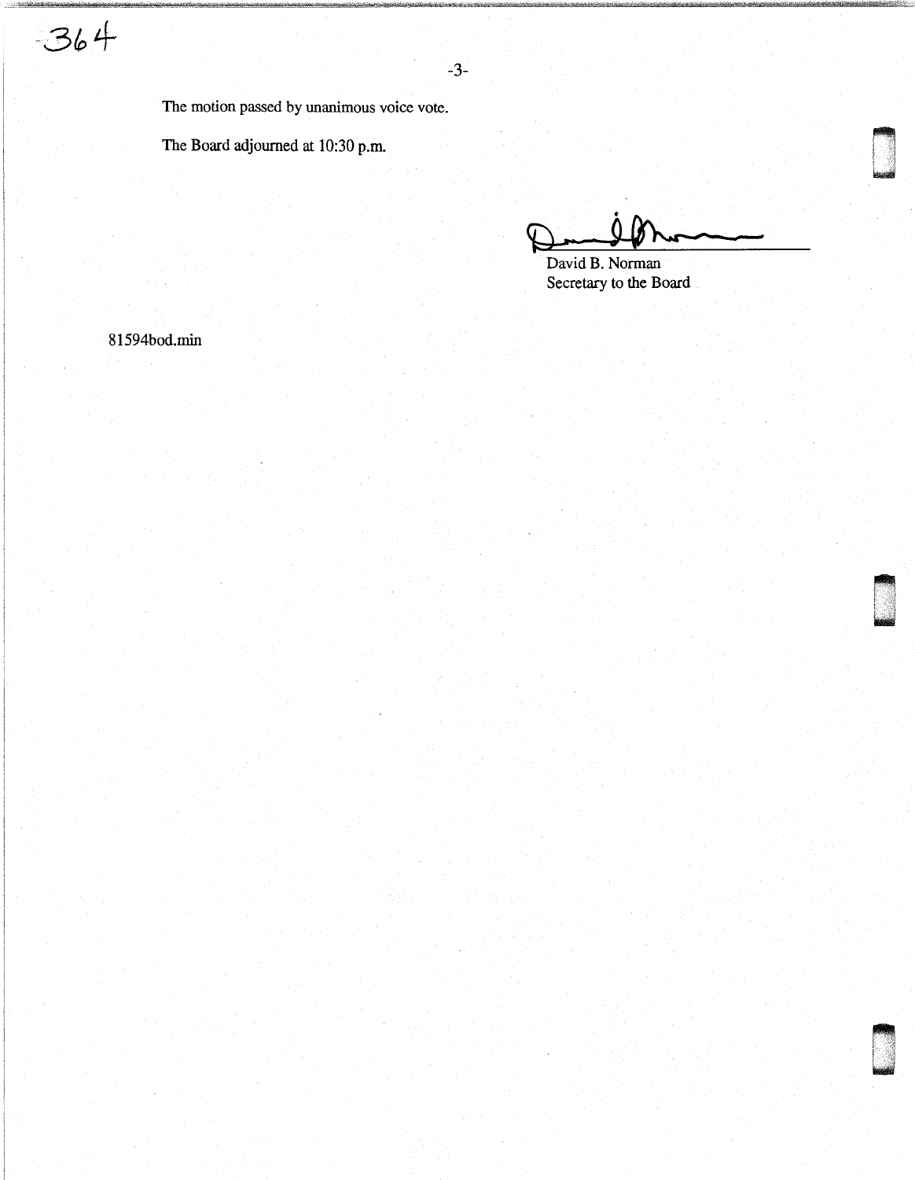The motion passed by unanimous voice vote.

The Board adjourned at 10:30 p.m.

David B. Norman
Secretary to the Board

81594bod.min